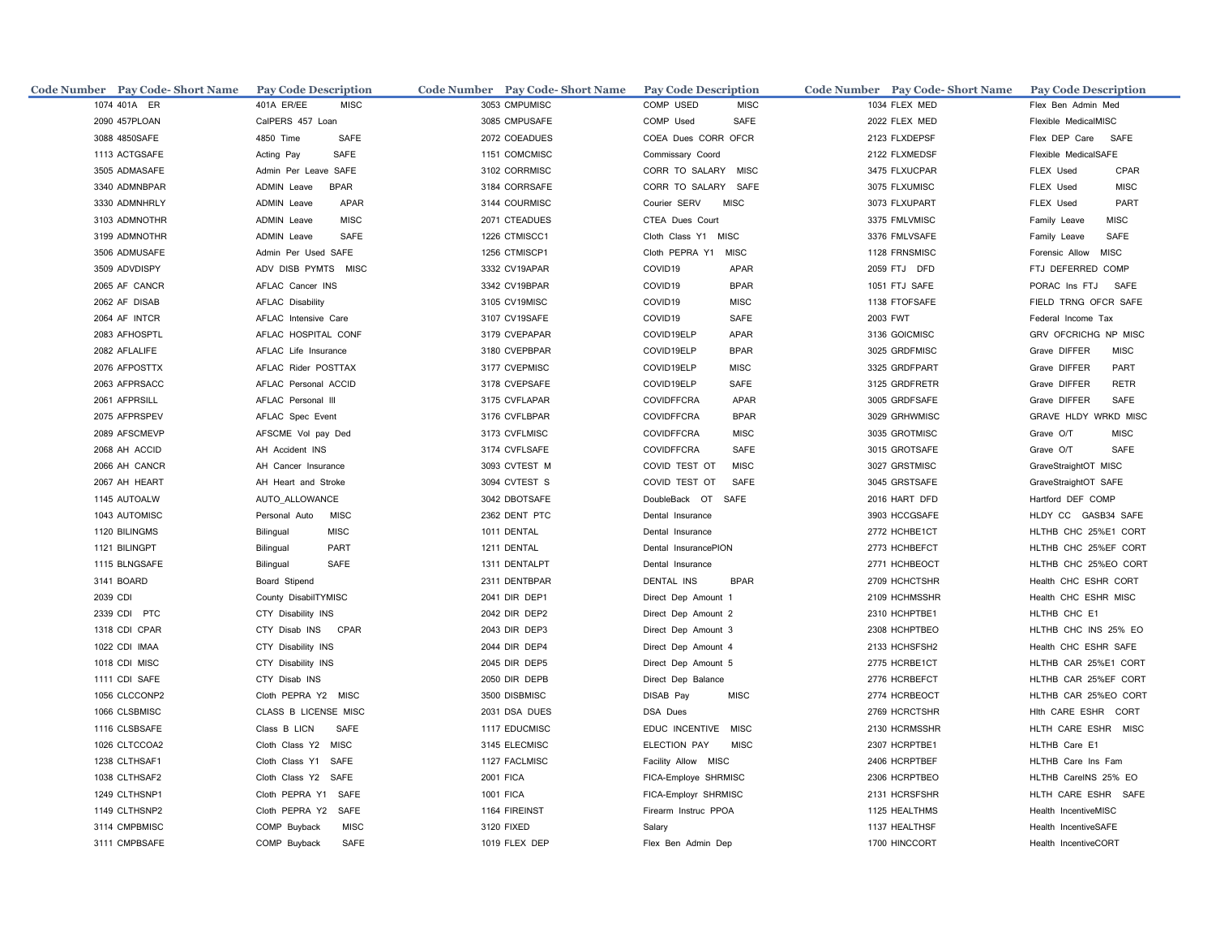| Code Number | Pay Code- Short Name | Pay Code Description | Code Number | Pay Code- Short Name | Pay Code Description | Code Number | Pay Code- Short Name | Pay Code Description |
|---|---|---|---|---|---|---|---|---|
| 1074 | 401A ER | 401A ER/EE MISC | 3053 | CMPUMISC | COMP USED MISC | 1034 | FLEX MED | Flex Ben Admin Med |
| 2090 | 457PLOAN | CalPERS 457 Loan | 3085 | CMPUSAFE | COMP Used SAFE | 2022 | FLEX MED | Flexible MedicalMISC |
| 3088 | 4850SAFE | 4850 Time SAFE | 2072 | COEADUES | COEA Dues CORR OFCR | 2123 | FLXDEPSF | Flex DEP Care SAFE |
| 1113 | ACTGSAFE | Acting Pay SAFE | 1151 | COMCMISC | Commissary Coord | 2122 | FLXMEDSF | Flexible MedicalSAFE |
| 3505 | ADMASAFE | Admin Per Leave SAFE | 3102 | CORRMISC | CORR TO SALARY MISC | 3475 | FLXUCPAR | FLEX Used CPAR |
| 3340 | ADMNBPAR | ADMIN Leave BPAR | 3184 | CORRSAFE | CORR TO SALARY SAFE | 3075 | FLXUMISC | FLEX Used MISC |
| 3330 | ADMNHRLY | ADMIN Leave APAR | 3144 | COURMISC | Courier SERV MISC | 3073 | FLXUPART | FLEX Used PART |
| 3103 | ADMNOTHR | ADMIN Leave MISC | 2071 | CTEADUES | CTEA Dues Court | 3375 | FMLVMISC | Family Leave MISC |
| 3199 | ADMNOTHR | ADMIN Leave SAFE | 1226 | CTMISCC1 | Cloth Class Y1 MISC | 3376 | FMLVSAFE | Family Leave SAFE |
| 3506 | ADMUSAFE | Admin Per Used SAFE | 1256 | CTMISCP1 | Cloth PEPRA Y1 MISC | 1128 | FRNSMISC | Forensic Allow MISC |
| 3509 | ADVDISPY | ADV DISB PYMTS MISC | 3332 | CV19APAR | COVID19 APAR | 2059 | FTJ DFD | FTJ DEFERRED COMP |
| 2065 | AF CANCR | AFLAC Cancer INS | 3342 | CV19BPAR | COVID19 BPAR | 1051 | FTJ SAFE | PORAC Ins FTJ SAFE |
| 2062 | AF DISAB | AFLAC Disability | 3105 | CV19MISC | COVID19 MISC | 1138 | FTOFSAFE | FIELD TRNG OFCR SAFE |
| 2064 | AF INTCR | AFLAC Intensive Care | 3107 | CV19SAFE | COVID19 SAFE | 2003 | FWT | Federal Income Tax |
| 2083 | AFHOSPTL | AFLAC HOSPITAL CONF | 3179 | CVEPAPAR | COVID19ELP APAR | 3136 | GOICMISC | GRV OFCRICHG NP MISC |
| 2082 | AFLALIFE | AFLAC Life Insurance | 3180 | CVEPBPAR | COVID19ELP BPAR | 3025 | GRDFMISC | Grave DIFFER MISC |
| 2076 | AFPOSTTX | AFLAC Rider POSTTAX | 3177 | CVEPMISC | COVID19ELP MISC | 3325 | GRDFPART | Grave DIFFER PART |
| 2063 | AFPRSACC | AFLAC Personal ACCID | 3178 | CVEPSAFE | COVID19ELP SAFE | 3125 | GRDFRETR | Grave DIFFER RETR |
| 2061 | AFPRSILL | AFLAC Personal Ill | 3175 | CVFLAPAR | COVIDFFCRA APAR | 3005 | GRDFSAFE | Grave DIFFER SAFE |
| 2075 | AFPRSPEV | AFLAC Spec Event | 3176 | CVFLBPAR | COVIDFFCRA BPAR | 3029 | GRHWMISC | GRAVE HLDY WRKD MISC |
| 2089 | AFSCMEVP | AFSCME Vol pay Ded | 3173 | CVFLMISC | COVIDFFCRA MISC | 3035 | GROTMISC | Grave O/T MISC |
| 2068 | AH ACCID | AH Accident INS | 3174 | CVFLSAFE | COVIDFFCRA SAFE | 3015 | GROTSAFE | Grave O/T SAFE |
| 2066 | AH CANCR | AH Cancer Insurance | 3093 | CVTEST M | COVID TEST OT MISC | 3027 | GRSTMISC | GraveStraightOT MISC |
| 2067 | AH HEART | AH Heart and Stroke | 3094 | CVTEST S | COVID TEST OT SAFE | 3045 | GRSTSAFE | GraveStraightOT SAFE |
| 1145 | AUTOALW | AUTO_ALLOWANCE | 3042 | DBOTSAFE | DoubleBack OT SAFE | 2016 | HART DFD | Hartford DEF COMP |
| 1043 | AUTOMISC | Personal Auto MISC | 2362 | DENT PTC | Dental Insurance | 3903 | HCCGSAFE | HLDY CC GASB34 SAFE |
| 1120 | BILINGMS | Bilingual MISC | 1011 | DENTAL | Dental Insurance | 2772 | HCHBE1CT | HLTHB CHC 25%E1 CORT |
| 1121 | BILINGPT | Bilingual PART | 1211 | DENTAL | Dental InsurancePION | 2773 | HCHBEFCT | HLTHB CHC 25%EF CORT |
| 1115 | BLNGSAFE | Bilingual SAFE | 1311 | DENTALPT | Dental Insurance | 2771 | HCHBEOCT | HLTHB CHC 25%EO CORT |
| 3141 | BOARD | Board Stipend | 2311 | DENTBPAR | DENTAL INS BPAR | 2709 | HCHCTSHR | Health CHC ESHR CORT |
| 2039 | CDI | County DisabilTYMISC | 2041 | DIR DEP1 | Direct Dep Amount 1 | 2109 | HCHMSSHR | Health CHC ESHR MISC |
| 2339 | CDI PTC | CTY Disability INS | 2042 | DIR DEP2 | Direct Dep Amount 2 | 2310 | HCHPTBE1 | HLTHB CHC E1 |
| 1318 | CDI CPAR | CTY Disab INS CPAR | 2043 | DIR DEP3 | Direct Dep Amount 3 | 2308 | HCHPTBEO | HLTHB CHC INS 25% EO |
| 1022 | CDI IMAA | CTY Disability INS | 2044 | DIR DEP4 | Direct Dep Amount 4 | 2133 | HCHSFSH2 | Health CHC ESHR SAFE |
| 1018 | CDI MISC | CTY Disability INS | 2045 | DIR DEP5 | Direct Dep Amount 5 | 2775 | HCRBE1CT | HLTHB CAR 25%E1 CORT |
| 1111 | CDI SAFE | CTY Disab INS | 2050 | DIR DEPB | Direct Dep Balance | 2776 | HCRBEFCT | HLTHB CAR 25%EF CORT |
| 1056 | CLCCONP2 | Cloth PEPRA Y2 MISC | 3500 | DISBMISC | DISAB Pay MISC | 2774 | HCRBEOCT | HLTHB CAR 25%EO CORT |
| 1066 | CLSBMISC | CLASS B LICENSE MISC | 2031 | DSA DUES | DSA Dues | 2769 | HCRCTSHR | Hlth CARE ESHR CORT |
| 1116 | CLSBSAFE | Class B LICN SAFE | 1117 | EDUCMISC | EDUC INCENTIVE MISC | 2130 | HCRMSSHR | HLTH CARE ESHR MISC |
| 1026 | CLTCCOA2 | Cloth Class Y2 MISC | 3145 | ELECMISC | ELECTION PAY MISC | 2307 | HCRPTBE1 | HLTHB Care E1 |
| 1238 | CLTHSAF1 | Cloth Class Y1 SAFE | 1127 | FACLMISC | Facility Allow MISC | 2406 | HCRPTBEF | HLTHB Care Ins Fam |
| 1038 | CLTHSAF2 | Cloth Class Y2 SAFE | 2001 | FICA | FICA-Employe SHRMISC | 2306 | HCRPTBEO | HLTHB CareINS 25% EO |
| 1249 | CLTHSNP1 | Cloth PEPRA Y1 SAFE | 1001 | FICA | FICA-Employr SHRMISC | 2131 | HCRSFSHR | HLTH CARE ESHR SAFE |
| 1149 | CLTHSNP2 | Cloth PEPRA Y2 SAFE | 1164 | FIREINST | Firearm Instruc PPOA | 1125 | HEALTHMS | Health IncentiveMISC |
| 3114 | CMPBMISC | COMP Buyback MISC | 3120 | FIXED | Salary | 1137 | HEALTHSF | Health IncentiveSAFE |
| 3111 | CMPBSAFE | COMP Buyback SAFE | 1019 | FLEX DEP | Flex Ben Admin Dep | 1700 | HINCCORT | Health IncentiveCORT |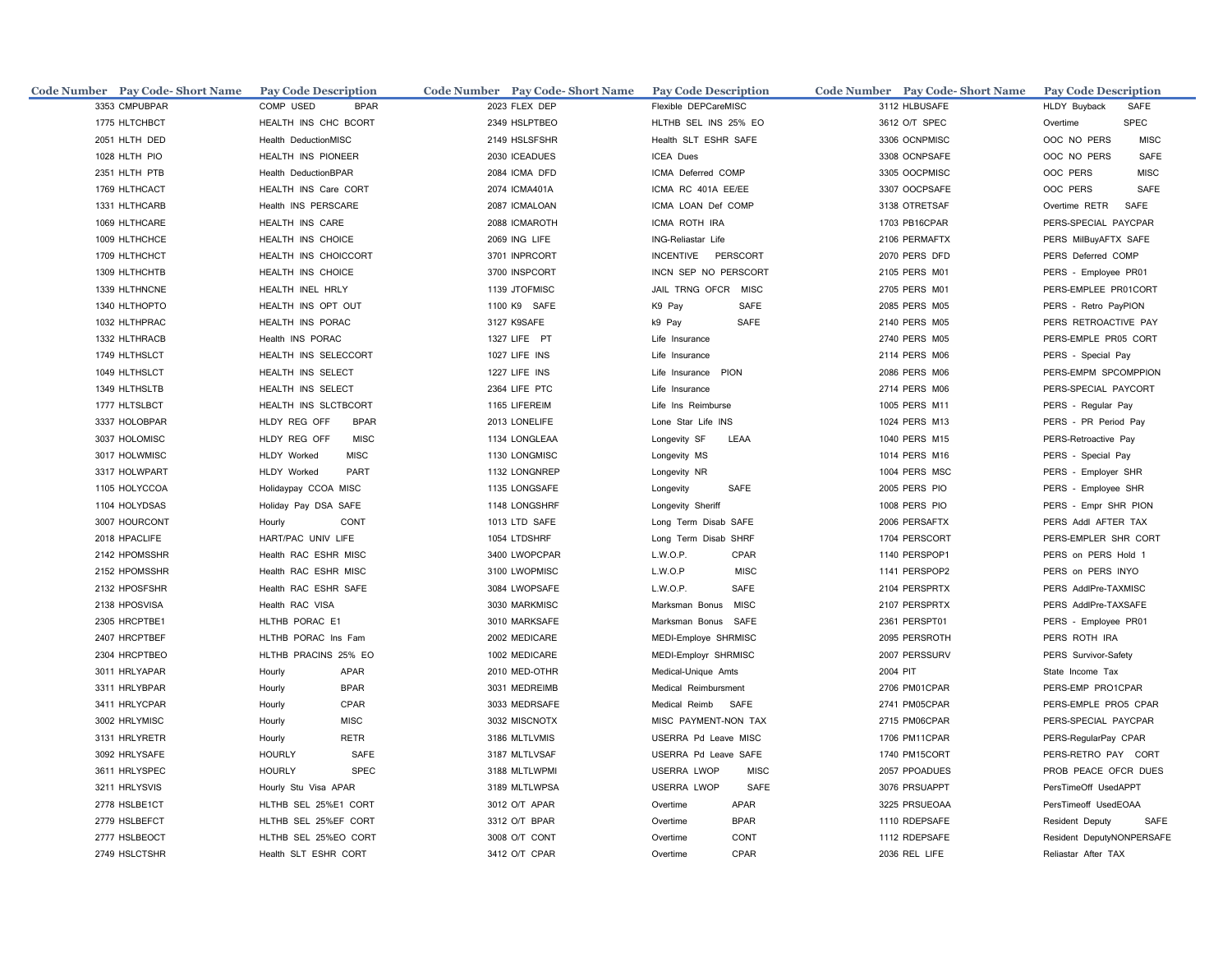| Code Number | Pay Code- Short Name | Pay Code Description | Code Number | Pay Code- Short Name | Pay Code Description | Code Number | Pay Code- Short Name | Pay Code Description |
|---|---|---|---|---|---|---|---|---|
| 3353 | CMPUBPAR | COMP USED BPAR | 2023 | FLEX DEP | Flexible DEPCareMISC | 3112 | HLBUSAFE | HLDY Buyback SAFE |
| 1775 | HLTCHBCT | HEALTH INS CHC BCORT | 2349 | HSLPTBEO | HLTHB SEL INS 25% EO | 3612 | O/T SPEC | Overtime SPEC |
| 2051 | HLTH DED | Health DeductionMISC | 2149 | HSLSFSHR | Health SLT ESHR SAFE | 3306 | OCNPMISC | OOC NO PERS MISC |
| 1028 | HLTH PIO | HEALTH INS PIONEER | 2030 | ICEADUES | ICEA Dues | 3308 | OCNPSAFE | OOC NO PERS SAFE |
| 2351 | HLTH PTB | Health DeductionBPAR | 2084 | ICMA DFD | ICMA Deferred COMP | 3305 | OOCPMISC | OOC PERS MISC |
| 1769 | HLTHCACT | HEALTH INS Care CORT | 2074 | ICMA401A | ICMA RC 401A EE/EE | 3307 | OOCPSAFE | OOC PERS SAFE |
| 1331 | HLTHCARB | Health INS PERSCARE | 2087 | ICMALOAN | ICMA LOAN Def COMP | 3138 | OTRETSAF | Overtime RETR SAFE |
| 1069 | HLTHCARE | HEALTH INS CARE | 2088 | ICMAROTH | ICMA ROTH IRA | 1703 | PB16CPAR | PERS-SPECIAL PAYCPAR |
| 1009 | HLTHCHCE | HEALTH INS CHOICE | 2069 | ING LIFE | ING-Reliastar Life | 2106 | PERMAFTX | PERS MilBuyAFTX SAFE |
| 1709 | HLTHCHCT | HEALTH INS CHOICCORT | 3701 | INPRCORT | INCENTIVE PERSCORT | 2070 | PERS DFD | PERS Deferred COMP |
| 1309 | HLTHCHTB | HEALTH INS CHOICE | 3700 | INSPCORT | INCN SEP NO PERSCORT | 2105 | PERS M01 | PERS - Employee PR01 |
| 1339 | HLTHNCNE | HEALTH INEL HRLY | 1139 | JTOFMISC | JAIL TRNG OFCR MISC | 2705 | PERS M01 | PERS-EMPLEE PR01CORT |
| 1340 | HLTHOPTO | HEALTH INS OPT OUT | 1100 | K9 SAFE | K9 Pay SAFE | 2085 | PERS M05 | PERS - Retro PayPION |
| 1032 | HLTHPRAC | HEALTH INS PORAC | 3127 | K9SAFE | k9 Pay SAFE | 2140 | PERS M05 | PERS RETROACTIVE PAY |
| 1332 | HLTHRACB | Health INS PORAC | 1327 | LIFE PT | Life Insurance | 2740 | PERS M05 | PERS-EMPLE PR05 CORT |
| 1749 | HLTHSLCT | HEALTH INS SELECCORT | 1027 | LIFE INS | Life Insurance | 2114 | PERS M06 | PERS - Special Pay |
| 1049 | HLTHSLCT | HEALTH INS SELECT | 1227 | LIFE INS | Life Insurance PION | 2086 | PERS M06 | PERS-EMPM SPCOMPPION |
| 1349 | HLTHSLTB | HEALTH INS SELECT | 2364 | LIFE PTC | Life Insurance | 2714 | PERS M06 | PERS-SPECIAL PAYCORT |
| 1777 | HLTSLBCT | HEALTH INS SLCTBCORT | 1165 | LIFEREIM | Life Ins Reimburse | 1005 | PERS M11 | PERS - Regular Pay |
| 3337 | HOLOBPAR | HLDY REG OFF BPAR | 2013 | LONELIFE | Lone Star Life INS | 1024 | PERS M13 | PERS - PR Period Pay |
| 3037 | HOLOMISC | HLDY REG OFF MISC | 1134 | LONGLEAA | Longevity SF LEAA | 1040 | PERS M15 | PERS-Retroactive Pay |
| 3017 | HOLWMISC | HLDY Worked MISC | 1130 | LONGMISC | Longevity MS | 1014 | PERS M16 | PERS - Special Pay |
| 3317 | HOLWPART | HLDY Worked PART | 1132 | LONGNREP | Longevity NR | 1004 | PERS MSC | PERS - Employer SHR |
| 1105 | HOLYCCOA | Holidaypay CCOA MISC | 1135 | LONGSAFE | Longevity SAFE | 2005 | PERS PIO | PERS - Employee SHR |
| 1104 | HOLYDSAS | Holiday Pay DSA SAFE | 1148 | LONGSHRF | Longevity Sheriff | 1008 | PERS PIO | PERS - Empr SHR PION |
| 3007 | HOURCONT | Hourly CONT | 1013 | LTD SAFE | Long Term Disab SAFE | 2006 | PERSAFTX | PERS Addl AFTER TAX |
| 2018 | HPACLIFE | HART/PAC UNIV LIFE | 1054 | LTDSHRF | Long Term Disab SHRF | 1704 | PERSCORT | PERS-EMPLER SHR CORT |
| 2142 | HPOMSSHR | Health RAC ESHR MISC | 3400 | LWOPCPAR | L.W.O.P. CPAR | 1140 | PERSPOP1 | PERS on PERS Hold 1 |
| 2152 | HPOMSSHR | Health RAC ESHR MISC | 3100 | LWOPMISC | L.W.O.P MISC | 1141 | PERSPOP2 | PERS on PERS INYO |
| 2132 | HPOSFSHR | Health RAC ESHR SAFE | 3084 | LWOPSAFE | L.W.O.P. SAFE | 2104 | PERSPRTX | PERS AddlPre-TAXMISC |
| 2138 | HPOSVISA | Health RAC VISA | 3030 | MARKMISC | Marksman Bonus MISC | 2107 | PERSPRTX | PERS AddlPre-TAXSAFE |
| 2305 | HRCPTBE1 | HLTHB PORAC E1 | 3010 | MARKSAFE | Marksman Bonus SAFE | 2361 | PERSPT01 | PERS - Employee PR01 |
| 2407 | HRCPTBEF | HLTHB PORAC Ins Fam | 2002 | MEDICARE | MEDI-Employe SHRMISC | 2095 | PERSROTH | PERS ROTH IRA |
| 2304 | HRCPTBEO | HLTHB PRACINS 25% EO | 1002 | MEDICARE | MEDI-Employr SHRMISC | 2007 | PERSSURV | PERS Survivor-Safety |
| 3011 | HRLYAPAR | Hourly APAR | 2010 | MED-OTHR | Medical-Unique Amts | 2004 | PIT | State Income Tax |
| 3311 | HRLYBPAR | Hourly BPAR | 3031 | MEDREIMB | Medical Reimbursment | 2706 | PM01CPAR | PERS-EMP PRO1CPAR |
| 3411 | HRLYCPAR | Hourly CPAR | 3033 | MEDRSAFE | Medical Reimb SAFE | 2741 | PM05CPAR | PERS-EMPLE PRO5 CPAR |
| 3002 | HRLYMISC | Hourly MISC | 3032 | MISCNOTX | MISC PAYMENT-NON TAX | 2715 | PM06CPAR | PERS-SPECIAL PAYCPAR |
| 3131 | HRLYRETR | Hourly RETR | 3186 | MLTLVMIS | USERRA Pd Leave MISC | 1706 | PM11CPAR | PERS-RegularPay CPAR |
| 3092 | HRLYSAFE | HOURLY SAFE | 3187 | MLTLVSAF | USERRA Pd Leave SAFE | 1740 | PM15CORT | PERS-RETRO PAY CORT |
| 3611 | HRLYSPEC | HOURLY SPEC | 3188 | MLTLWPMI | USERRA LWOP MISC | 2057 | PPOADUES | PROB PEACE OFCR DUES |
| 3211 | HRLYSVIS | Hourly Stu Visa APAR | 3189 | MLTLWPSA | USERRA LWOP SAFE | 3076 | PRSUAPPT | PersTimeOff UsedAPPT |
| 2778 | HSLBE1CT | HLTHB SEL 25%E1 CORT | 3012 | O/T APAR | Overtime APAR | 3225 | PRSUEOAA | PersTimeoff UsedEOAA |
| 2779 | HSLBEFCT | HLTHB SEL 25%EF CORT | 3312 | O/T BPAR | Overtime BPAR | 1110 | RDEPSAFE | Resident Deputy SAFE |
| 2777 | HSLBEOCT | HLTHB SEL 25%EO CORT | 3008 | O/T CONT | Overtime CONT | 1112 | RDEPSAFE | Resident DeputyNONPERSAFE |
| 2749 | HSLCTSHR | Health SLT ESHR CORT | 3412 | O/T CPAR | Overtime CPAR | 2036 | REL LIFE | Reliastar After TAX |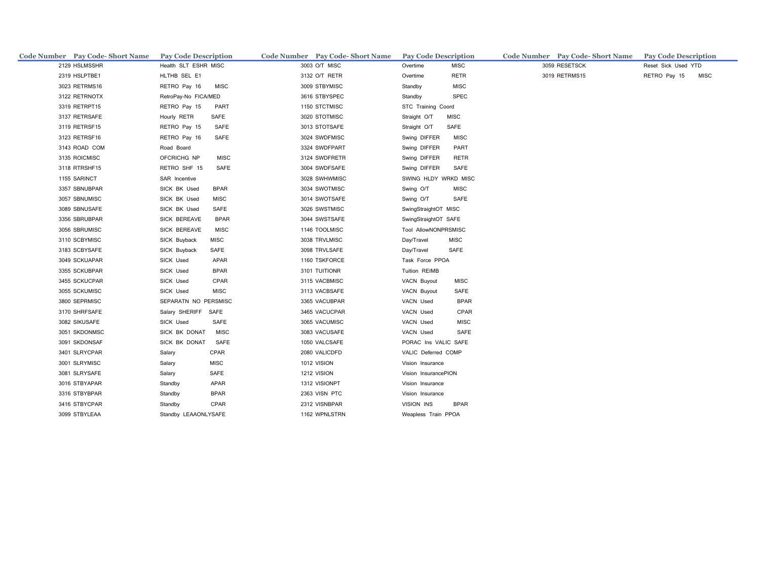| Code Number | Pay Code- Short Name | Pay Code Description |
|---|---|---|
| 2129 | HSLMSSHR | Health SLT ESHR MISC |
| 2319 | HSLPTBE1 | HLTHB SEL E1 |
| 3023 | RETRMS16 | RETRO Pay 16 MISC |
| 3122 | RETRNOTX | RetroPay-No FICA/MED |
| 3319 | RETRPT15 | RETRO Pay 15 PART |
| 3137 | RETRSAFE | Hourly RETR SAFE |
| 3119 | RETRSF15 | RETRO Pay 15 SAFE |
| 3123 | RETRSF16 | RETRO Pay 16 SAFE |
| 3143 | ROAD COM | Road Board |
| 3135 | ROICMISC | OFCRICHG NP MISC |
| 3118 | RTRSHF15 | RETRO SHF 15 SAFE |
| 1155 | SARINCT | SAR Incentive |
| 3357 | SBNUBPAR | SICK BK Used BPAR |
| 3057 | SBNUMISC | SICK BK Used MISC |
| 3089 | SBNUSAFE | SICK BK Used SAFE |
| 3356 | SBRUBPAR | SICK BEREAVE BPAR |
| 3056 | SBRUMISC | SICK BEREAVE MISC |
| 3110 | SCBYMISC | SICK Buyback MISC |
| 3183 | SCBYSAFE | SICK Buyback SAFE |
| 3049 | SCKUAPAR | SICK Used APAR |
| 3355 | SCKUBPAR | SICK Used BPAR |
| 3455 | SCKUCPAR | SICK Used CPAR |
| 3055 | SCKUMISC | SICK Used MISC |
| 3800 | SEPRMISC | SEPARATN NO PERSMISC |
| 3170 | SHRFSAFE | Salary SHERIFF SAFE |
| 3082 | SIKUSAFE | SICK Used SAFE |
| 3051 | SKDONMSC | SICK BK DONAT MISC |
| 3091 | SKDONSAF | SICK BK DONAT SAFE |
| 3401 | SLRYCPAR | Salary CPAR |
| 3001 | SLRYMISC | Salary MISC |
| 3081 | SLRYSAFE | Salary SAFE |
| 3016 | STBYAPAR | Standby APAR |
| 3316 | STBYBPAR | Standby BPAR |
| 3416 | STBYCPAR | Standby CPAR |
| 3099 | STBYLEAA | Standby LEAAONLYSAFE |
| 3003 | O/T MISC | Overtime MISC |
| 3132 | O/T RETR | Overtime RETR |
| 3009 | STBYMISC | Standby MISC |
| 3616 | STBYSPEC | Standby SPEC |
| 1150 | STCTMISC | STC Training Coord |
| 3020 | STOTMISC | Straight O/T MISC |
| 3013 | STOTSAFE | Straight O/T SAFE |
| 3024 | SWDFMISC | Swing DIFFER MISC |
| 3324 | SWDFPART | Swing DIFFER PART |
| 3124 | SWDFRETR | Swing DIFFER RETR |
| 3004 | SWDFSAFE | Swing DIFFER SAFE |
| 3028 | SWHWMISC | SWING HLDY WRKD MISC |
| 3034 | SWOTMISC | Swing O/T MISC |
| 3014 | SWOTSAFE | Swing O/T SAFE |
| 3026 | SWSTMISC | SwingStraightOT MISC |
| 3044 | SWSTSAFE | SwingStraightOT SAFE |
| 1146 | TOOLMISC | Tool AllowNONPRSMISC |
| 3038 | TRVLMISC | Day/Travel MISC |
| 3098 | TRVLSAFE | Day/Travel SAFE |
| 1160 | TSKFORCE | Task Force PPOA |
| 3101 | TUITIONR | Tuition REIMB |
| 3115 | VACBMISC | VACN Buyout MISC |
| 3113 | VACBSAFE | VACN Buyout SAFE |
| 3365 | VACUBPAR | VACN Used BPAR |
| 3465 | VACUCPAR | VACN Used CPAR |
| 3065 | VACUMISC | VACN Used MISC |
| 3083 | VACUSAFE | VACN Used SAFE |
| 1050 | VALCSAFE | PORAC Ins VALIC SAFE |
| 2080 | VALICDFD | VALIC Deferred COMP |
| 1012 | VISION | Vision Insurance |
| 1212 | VISION | Vision InsurancePION |
| 1312 | VISIONPT | Vision Insurance |
| 2363 | VISN PTC | Vision Insurance |
| 2312 | VISNBPAR | VISION INS BPAR |
| 1162 | WPNLSTRN | Weapless Train PPOA |
| 3059 | RESETSCK | Reset Sick Used YTD |
| 3019 | RETRMS15 | RETRO Pay 15 MISC |